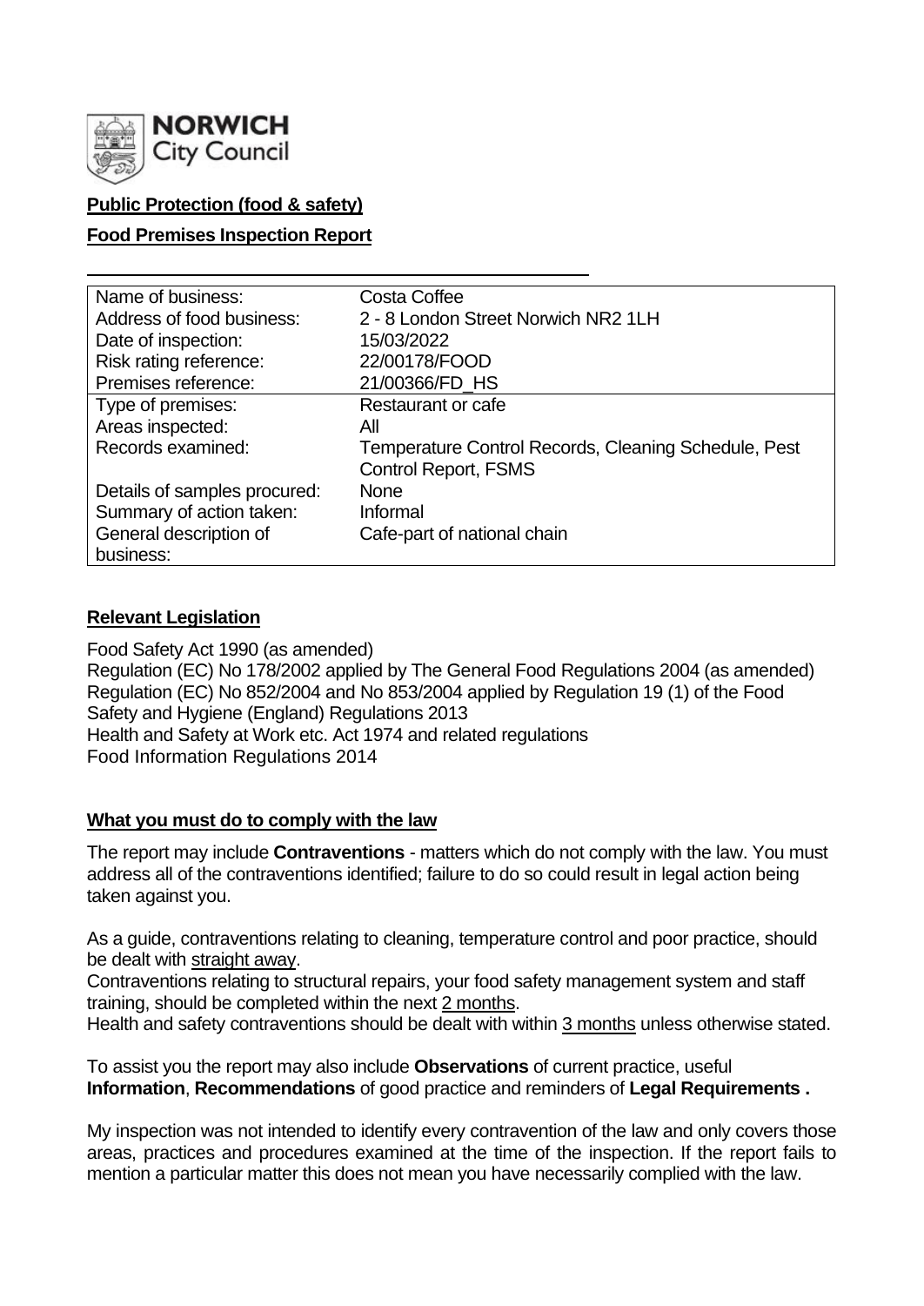NORWICH City Council

**Public Protection (food & safety)**

**Food Premises Inspection Report**

| | |
|---|---|
| Name of business: | Costa Coffee |
| Address of food business: | 2 - 8 London Street Norwich NR2 1LH |
| Date of inspection: | 15/03/2022 |
| Risk rating reference: | 22/00178/FOOD |
| Premises reference: | 21/00366/FD_HS |
| Type of premises: | Restaurant or cafe |
| Areas inspected: | All |
| Records examined: | Temperature Control Records, Cleaning Schedule, Pest Control Report, FSMS |
| Details of samples procured: | None |
| Summary of action taken: | Informal |
| General description of business: | Cafe-part of national chain |

## Relevant Legislation

Food Safety Act 1990 (as amended)
Regulation (EC) No 178/2002 applied by The General Food Regulations 2004 (as amended)
Regulation (EC) No 852/2004 and No 853/2004 applied by Regulation 19 (1) of the Food Safety and Hygiene (England) Regulations 2013
Health and Safety at Work etc. Act 1974 and related regulations
Food Information Regulations 2014

## What you must do to comply with the law

The report may include **Contraventions** - matters which do not comply with the law. You must address all of the contraventions identified; failure to do so could result in legal action being taken against you.

As a guide, contraventions relating to cleaning, temperature control and poor practice, should be dealt with straight away.
Contraventions relating to structural repairs, your food safety management system and staff training, should be completed within the next 2 months.
Health and safety contraventions should be dealt with within 3 months unless otherwise stated.

To assist you the report may also include **Observations** of current practice, useful **Information**, **Recommendations** of good practice and reminders of **Legal Requirements .**

My inspection was not intended to identify every contravention of the law and only covers those areas, practices and procedures examined at the time of the inspection. If the report fails to mention a particular matter this does not mean you have necessarily complied with the law.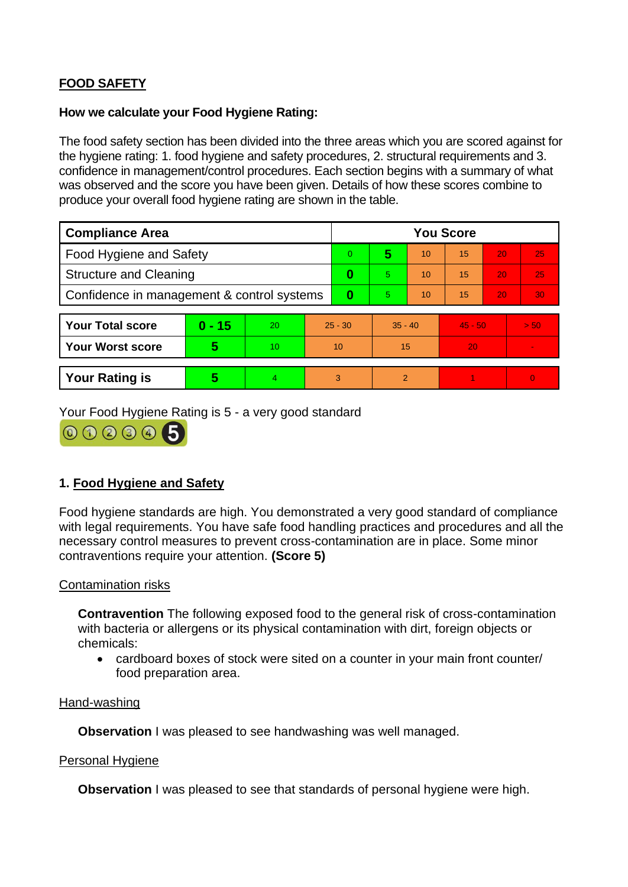## FOOD SAFETY

**How we calculate your Food Hygiene Rating:**

The food safety section has been divided into the three areas which you are scored against for the hygiene rating: 1. food hygiene and safety procedures, 2. structural requirements and 3. confidence in management/control procedures. Each section begins with a summary of what was observed and the score you have been given. Details of how these scores combine to produce your overall food hygiene rating are shown in the table.

| Compliance Area | You Score | | | | | |
|---|---|---|---|---|---|---|
| Food Hygiene and Safety | 0 | **5** | 10 | 15 | 20 | 25 |
| Structure and Cleaning | **0** | 5 | 10 | 15 | 20 | 25 |
| Confidence in management & control systems | **0** | 5 | 10 | 15 | 20 | 30 |

| | | | | | | |
|---|---|---|---|---|---|---|
| **Your Total score** | **0 - 15** | 20 | 25 - 30 | 35 - 40 | 45 - 50 | > 50 |
| **Your Worst score** | **5** | 10 | 10 | 15 | 20 | - |
| **Your Rating is** | **5** | 4 | 3 | 2 | 1 | 0 |

Your Food Hygiene Rating is 5 - a very good standard

## 1. Food Hygiene and Safety

Food hygiene standards are high. You demonstrated a very good standard of compliance with legal requirements. You have safe food handling practices and procedures and all the necessary control measures to prevent cross-contamination are in place. Some minor contraventions require your attention. **(Score 5)**

### Contamination risks

**Contravention** The following exposed food to the general risk of cross-contamination with bacteria or allergens or its physical contamination with dirt, foreign objects or chemicals:

- cardboard boxes of stock were sited on a counter in your main front counter/ food preparation area.

### Hand-washing

**Observation** I was pleased to see handwashing was well managed.

### Personal Hygiene

**Observation** I was pleased to see that standards of personal hygiene were high.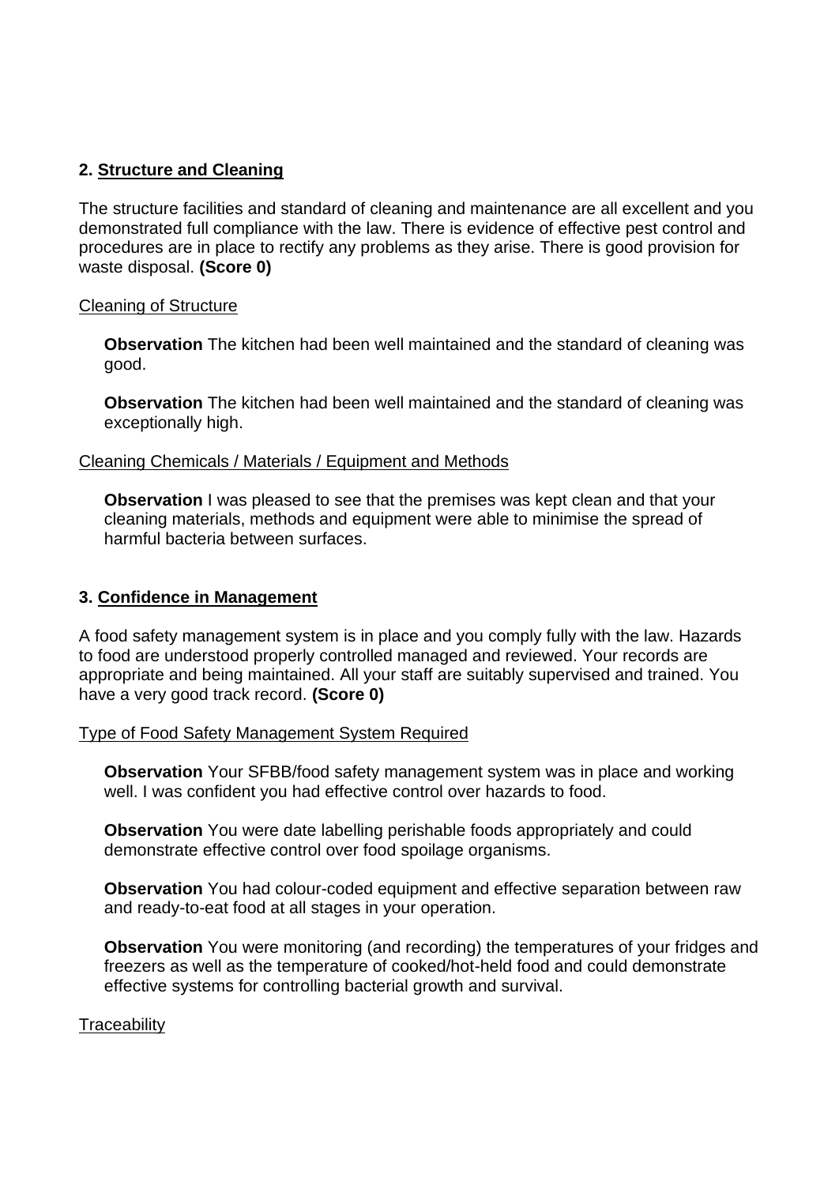## 2. Structure and Cleaning

The structure facilities and standard of cleaning and maintenance are all excellent and you demonstrated full compliance with the law. There is evidence of effective pest control and procedures are in place to rectify any problems as they arise. There is good provision for waste disposal. **(Score 0)**

Cleaning of Structure

**Observation** The kitchen had been well maintained and the standard of cleaning was good.

**Observation** The kitchen had been well maintained and the standard of cleaning was exceptionally high.

Cleaning Chemicals / Materials / Equipment and Methods

**Observation** I was pleased to see that the premises was kept clean and that your cleaning materials, methods and equipment were able to minimise the spread of harmful bacteria between surfaces.

## 3. Confidence in Management

A food safety management system is in place and you comply fully with the law. Hazards to food are understood properly controlled managed and reviewed. Your records are appropriate and being maintained. All your staff are suitably supervised and trained. You have a very good track record. **(Score 0)**

Type of Food Safety Management System Required

**Observation** Your SFBB/food safety management system was in place and working well. I was confident you had effective control over hazards to food.

**Observation** You were date labelling perishable foods appropriately and could demonstrate effective control over food spoilage organisms.

**Observation** You had colour-coded equipment and effective separation between raw and ready-to-eat food at all stages in your operation.

**Observation** You were monitoring (and recording) the temperatures of your fridges and freezers as well as the temperature of cooked/hot-held food and could demonstrate effective systems for controlling bacterial growth and survival.

Traceability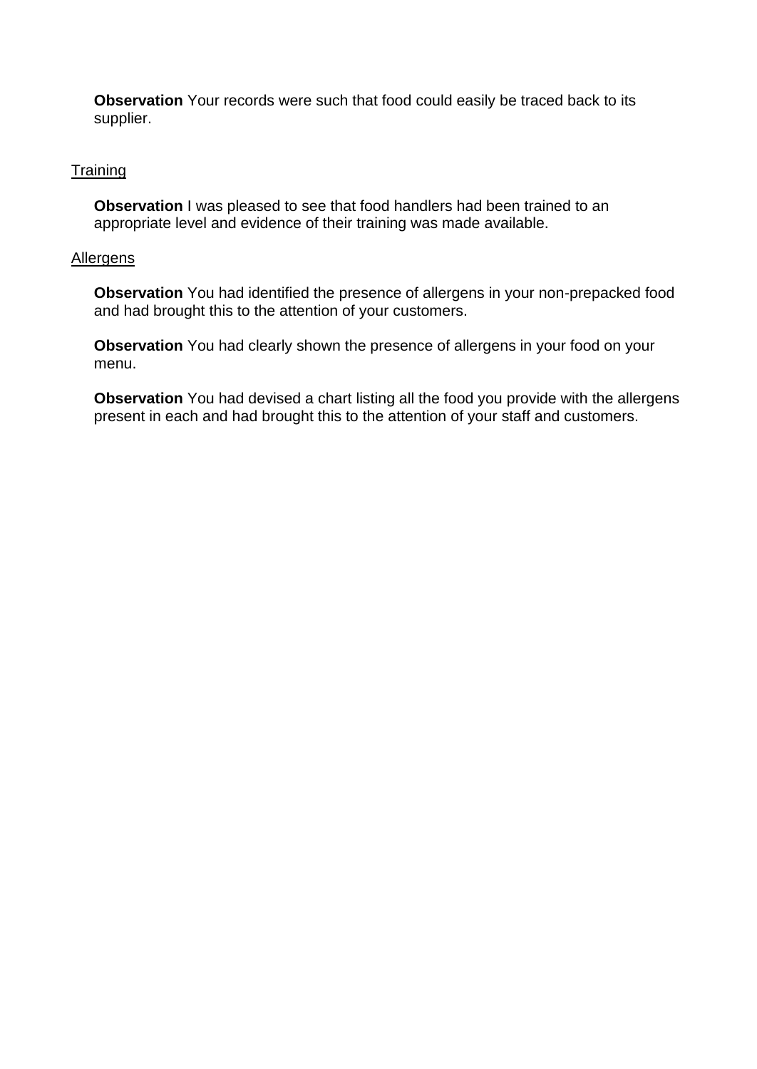**Observation** Your records were such that food could easily be traced back to its supplier.

Training

**Observation** I was pleased to see that food handlers had been trained to an appropriate level and evidence of their training was made available.

Allergens

**Observation** You had identified the presence of allergens in your non-prepacked food and had brought this to the attention of your customers.

**Observation** You had clearly shown the presence of allergens in your food on your menu.

**Observation** You had devised a chart listing all the food you provide with the allergens present in each and had brought this to the attention of your staff and customers.